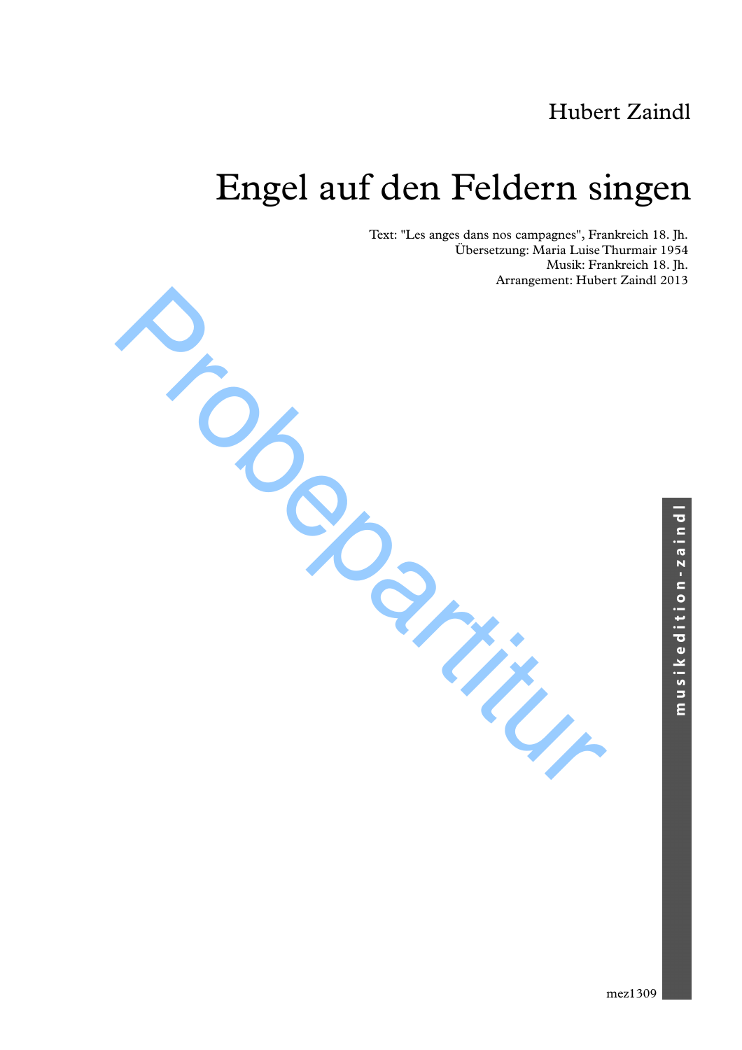Hubert Zaindl

# Engel auf den Feldern singen

Text: "Les anges dans nos campagnes", Frankreich 18. Jh.
Übersetzung: Maria Luise Thurmair 1954
Musik: Frankreich 18. Jh.
Arrangement: Hubert Zaindl 2013

Probepartitur

musikedition-zaindl

mez1309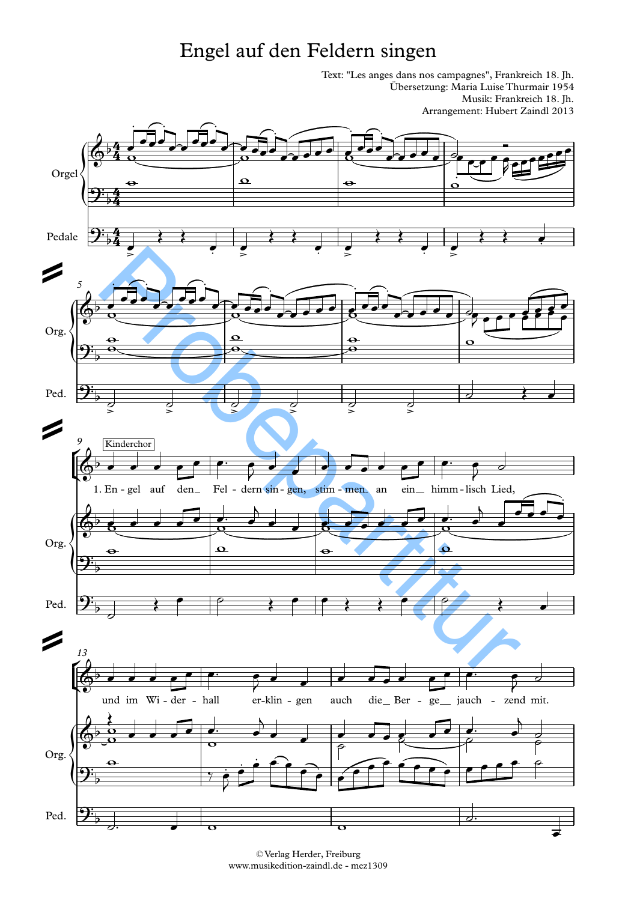# Engel auf den Feldern singen

Text: "Les anges dans nos campagnes", Frankreich 18. Jh.
Übersetzung: Maria Luise Thurmair 1954
Musik: Frankreich 18. Jh.
Arrangement: Hubert Zaindl 2013

Orgel

Pedale

Org.

Ped.

Kinderchor

1. En - gel auf den_ Fel - dern sin - gen, stim - men_ an ein_ himm - lisch Lied,

und im Wi - der - hall er - klin - gen auch die_ Ber - ge_ jauch - zend mit.

Probepartitur

© Verlag Herder, Freiburg
www.musikedition-zaindl.de - mez1309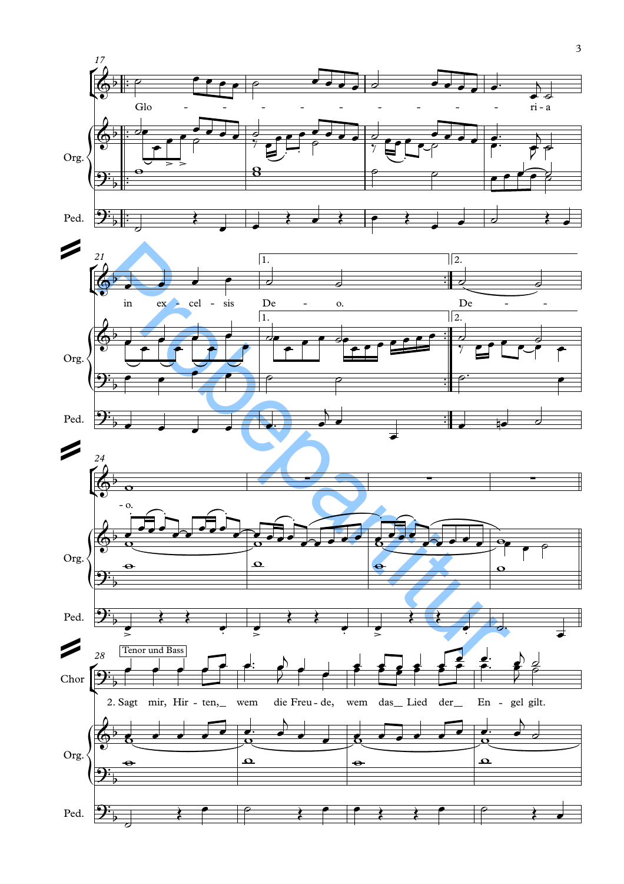17

Glo - - - - - - - - - - ri - a

Org.

Ped.

21

in ex - cel - sis De - o. De - - - o.

1. 2.

24

28

Tenor und Bass

Chor

2. Sagt mir, Hir - ten, wem die Freu - de, wem das Lied der En - gel gilt.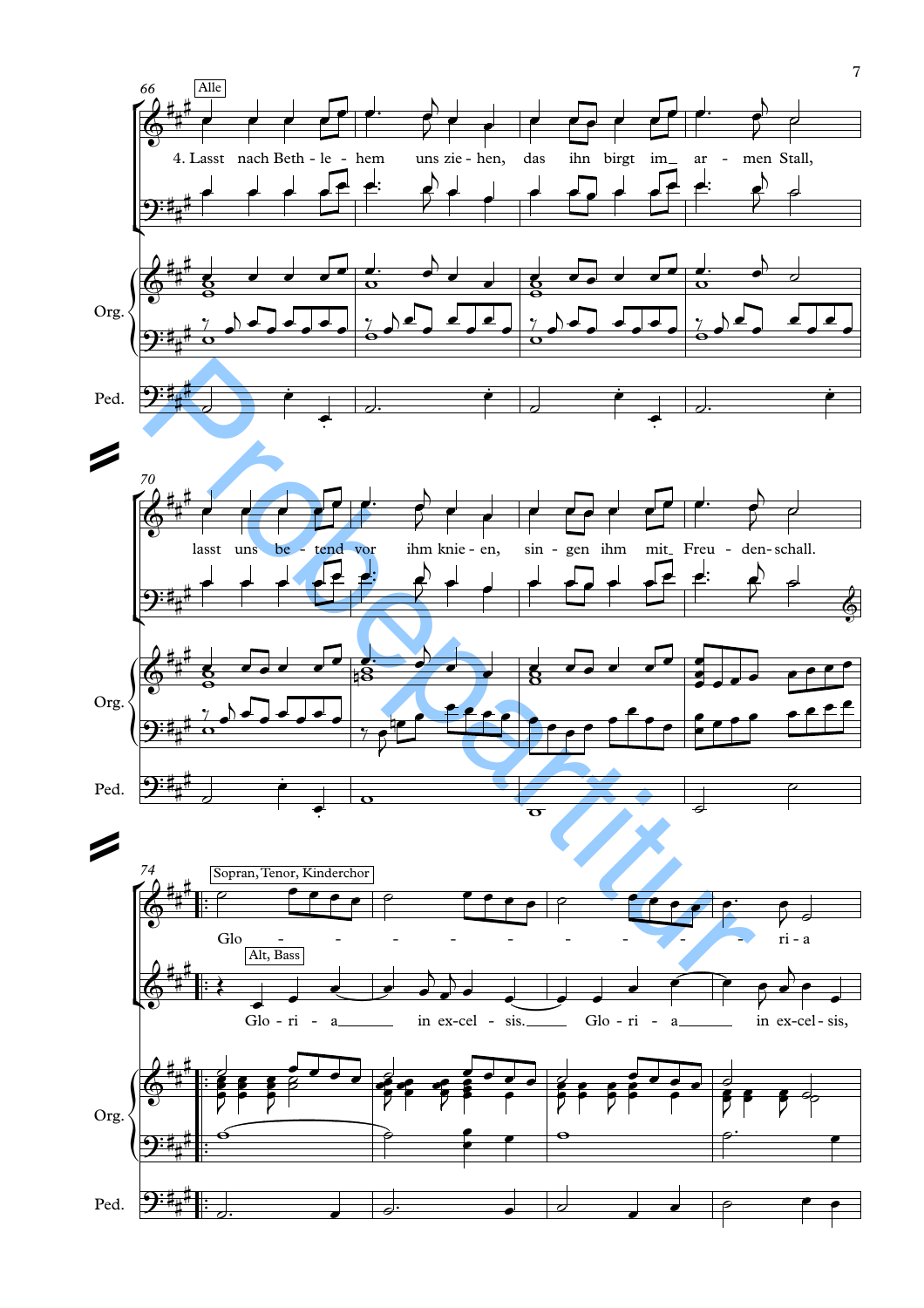Alle

4. Lasst nach Beth - le - hem uns zie - hen, das ihn birgt im_ ar - men Stall,

lasst uns be - tend vor ihm knie - en, sin - gen ihm mit_ Freu - den - schall.

Sopran, Tenor, Kinderchor

Glo - - - - - - - - - - - - ri - a

Alt, Bass

Glo - ri - a_____ in ex - cel - sis._____ Glo - ri - a_____ in ex - cel - sis,

Org.

Ped.

Probepartitur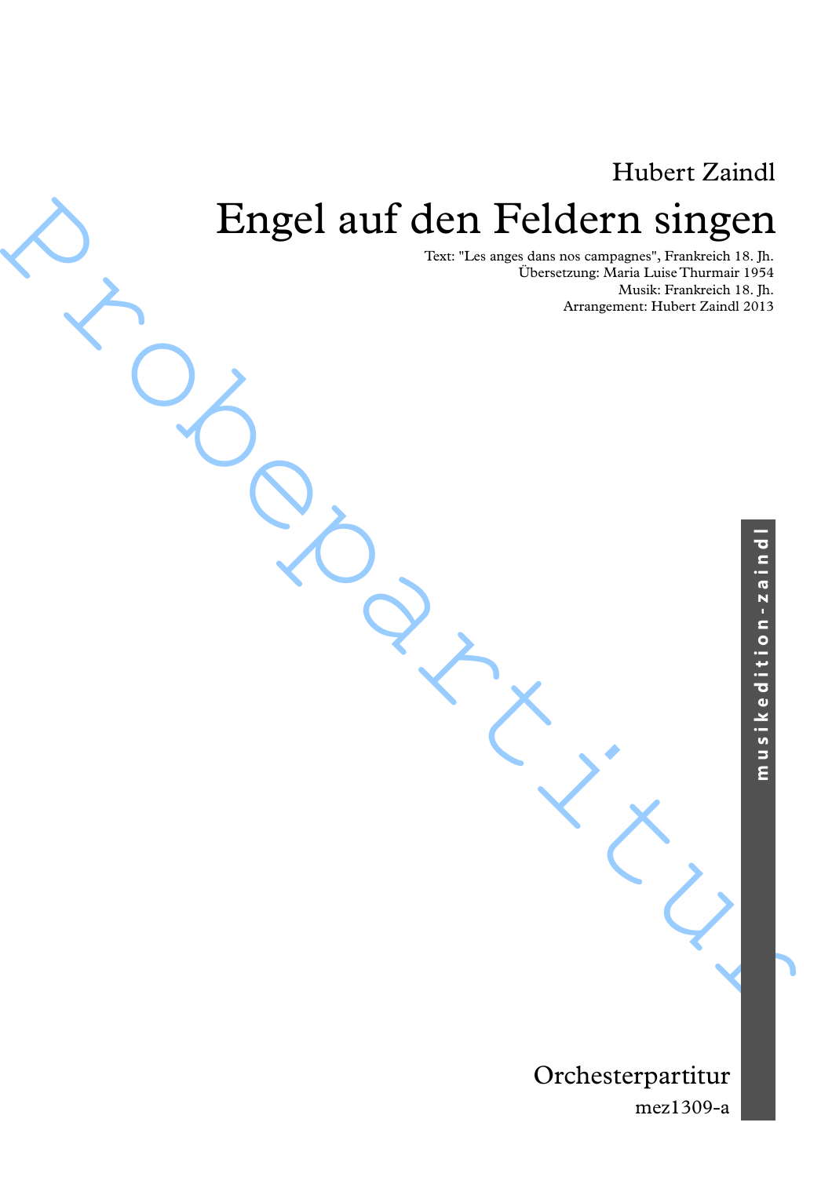Hubert Zaindl

# Engel auf den Feldern singen

Text: "Les anges dans nos campagnes", Frankreich 18. Jh.
Übersetzung: Maria Luise Thurmair 1954
Musik: Frankreich 18. Jh.
Arrangement: Hubert Zaindl 2013

Probepartitur

musikedition-zaindl

Orchesterpartitur

mez1309-a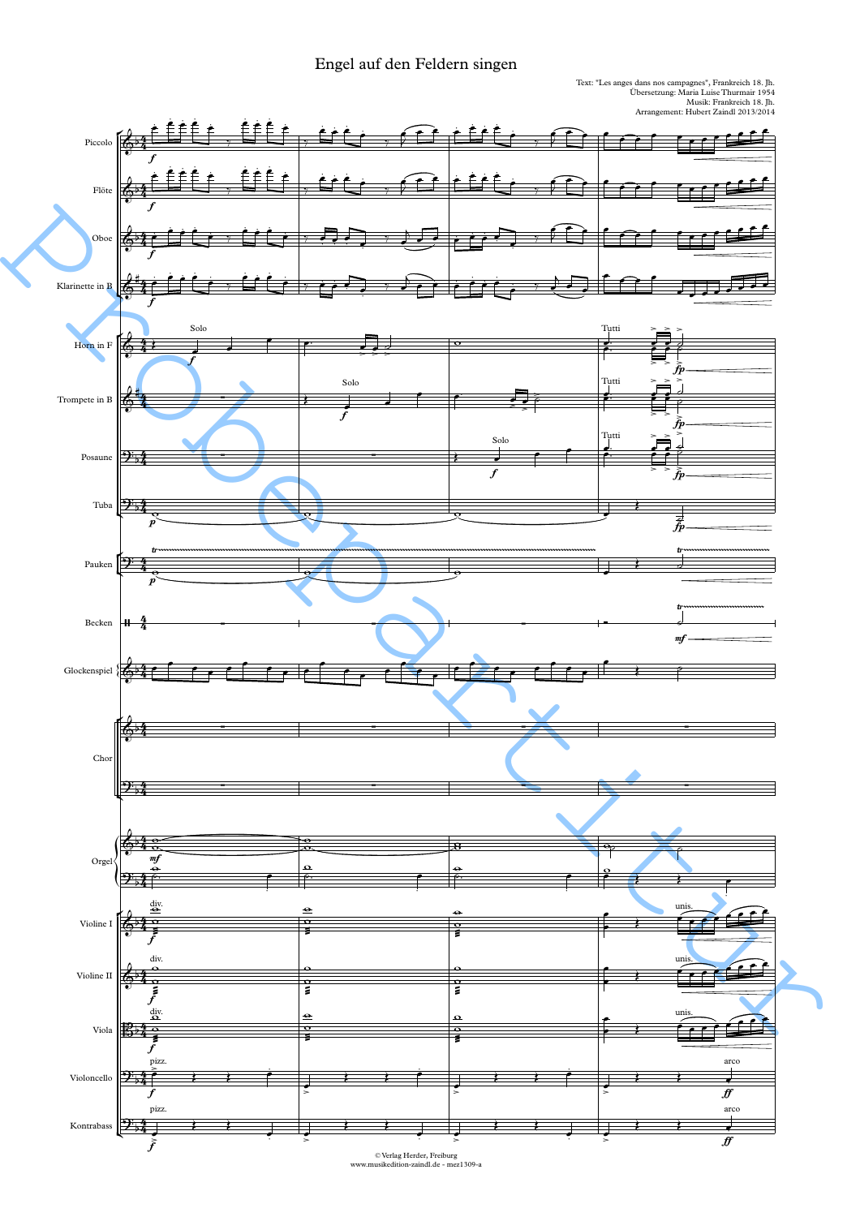# Engel auf den Feldern singen

Text: "Les anges dans nos campagnes", Frankreich 18. Jh.
Übersetzung: Maria Luise Thurmair 1954
Musik: Frankreich 18. Jh.
Arrangement: Hubert Zaindl 2013/2014

Piccolo

Flöte

Oboe

Klarinette in B

Horn in F

Trompete in B

Posaune

Tuba

Pauken

Becken

Glockenspiel

Chor

Orgel

Violine I

Violine II

Viola

Violoncello

Kontrabass

© Verlag Herder, Freiburg
www.musikedition-zaindl.de - mez1309-a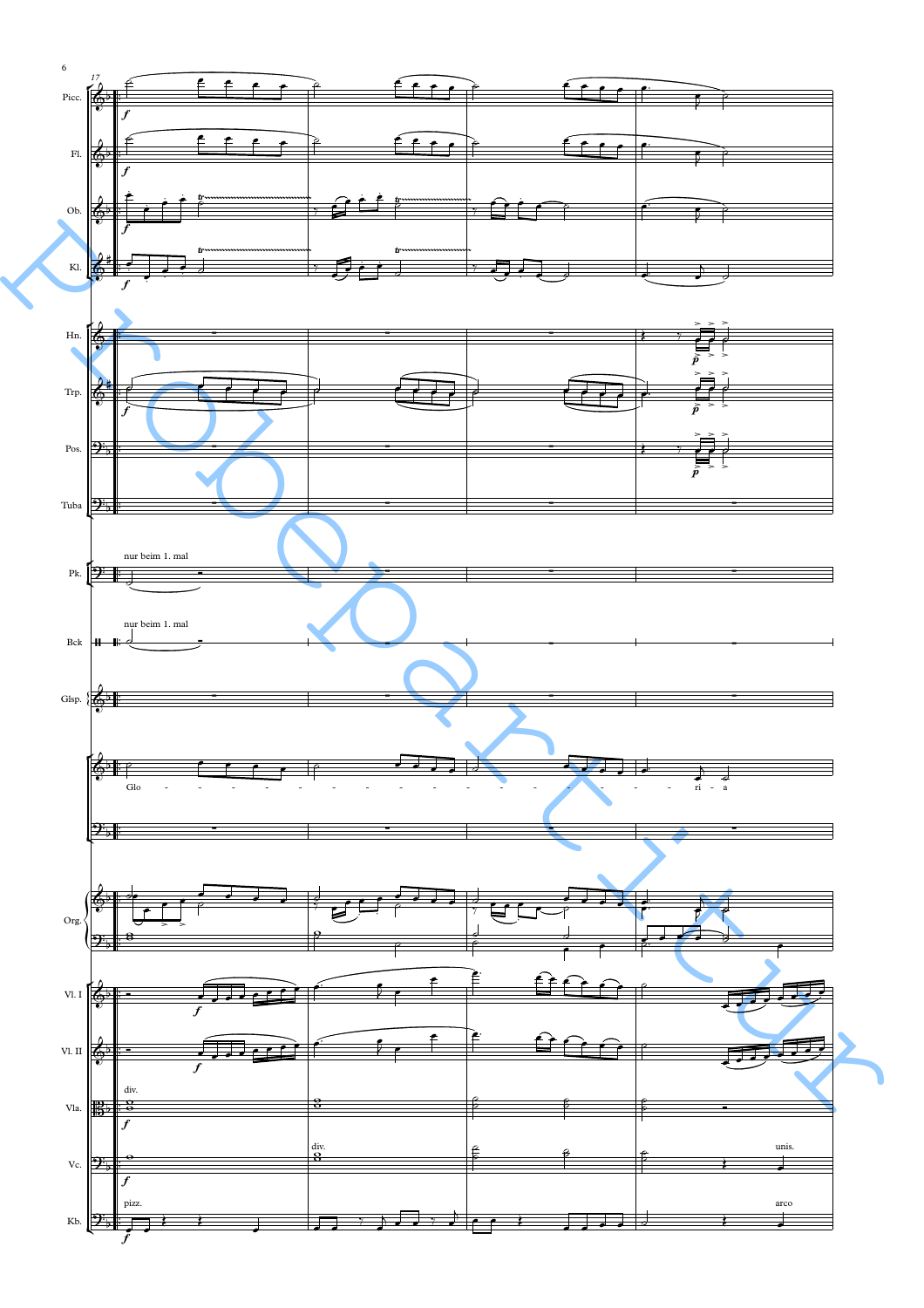17

Picc.

Fl.

Ob.

Kl.

Hn.

Trp.

Pos.

Tuba

Pk. nur beim 1. mal

Bck nur beim 1. mal

Glsp.

Glo - - - - - - - - - - - - - - - - - - ri - a

Org.

Vl. I

Vl. II

Vla. div.

Vc. div. unis.

Kb. pizz. arco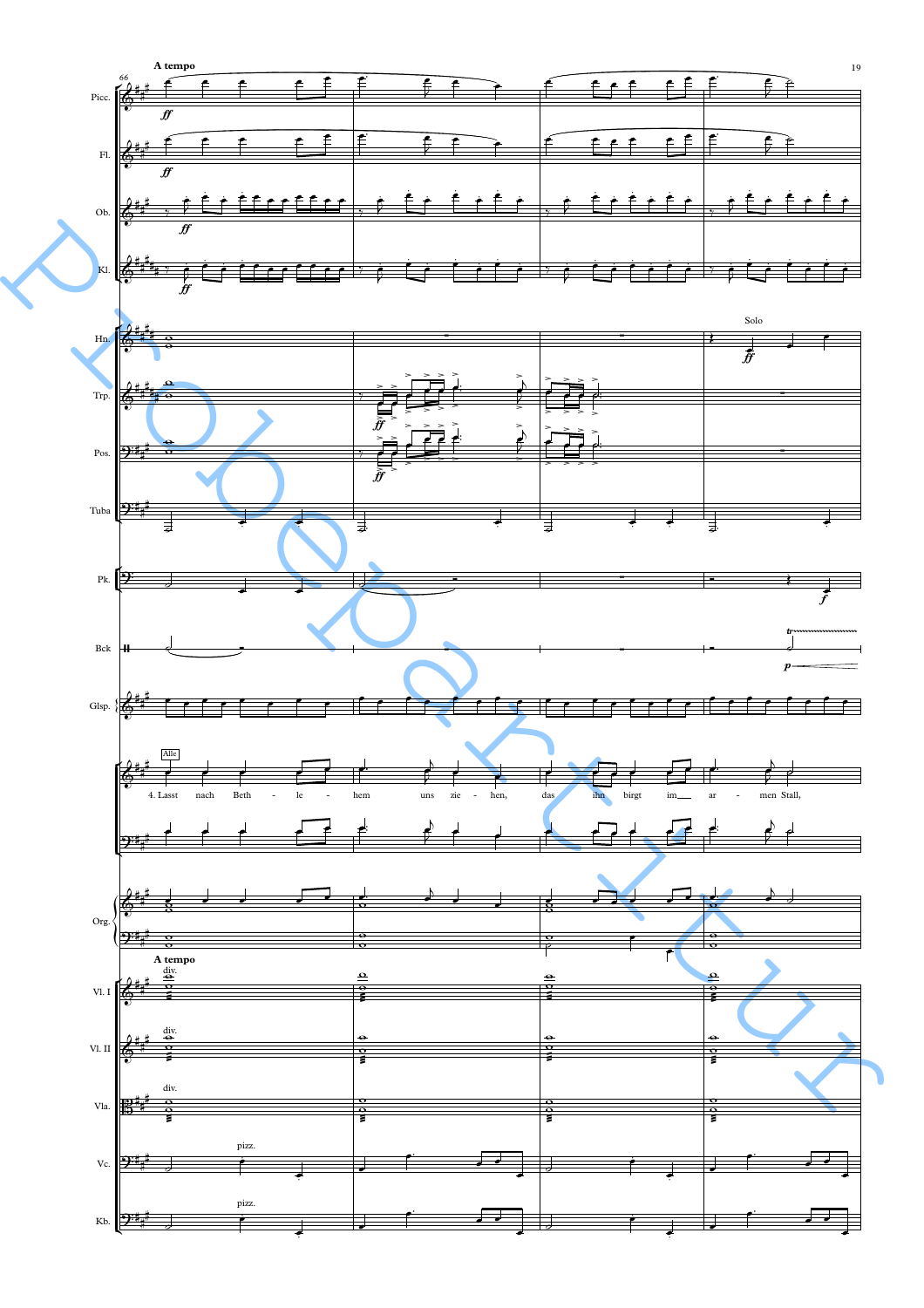A tempo

Alle

4. Lasst nach Bethlehem uns ziehen, das ihn birgt im armen Stall,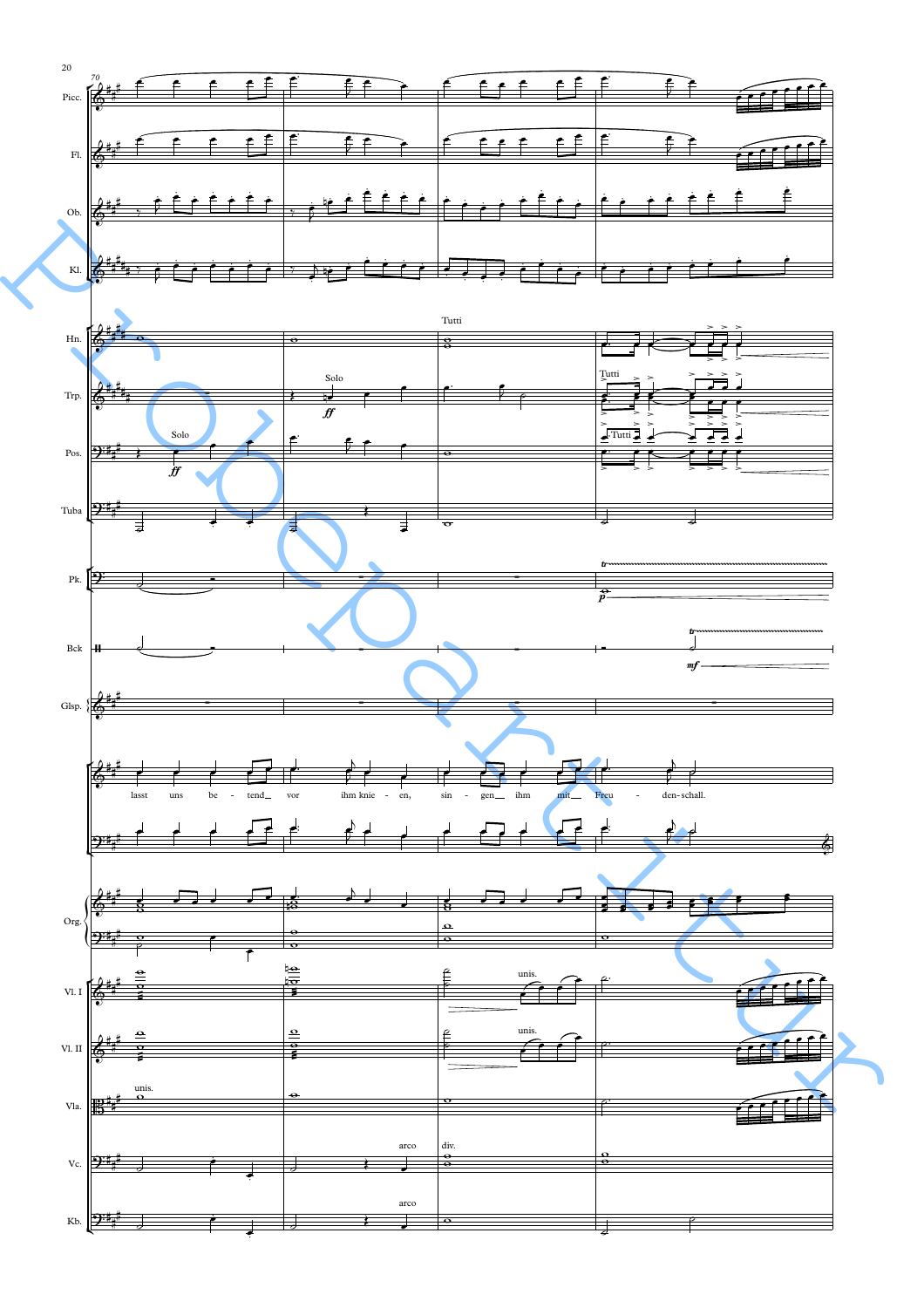lasst uns be - tend vor ihm knie - en, sin - gen ihm mit Freu - den-schall.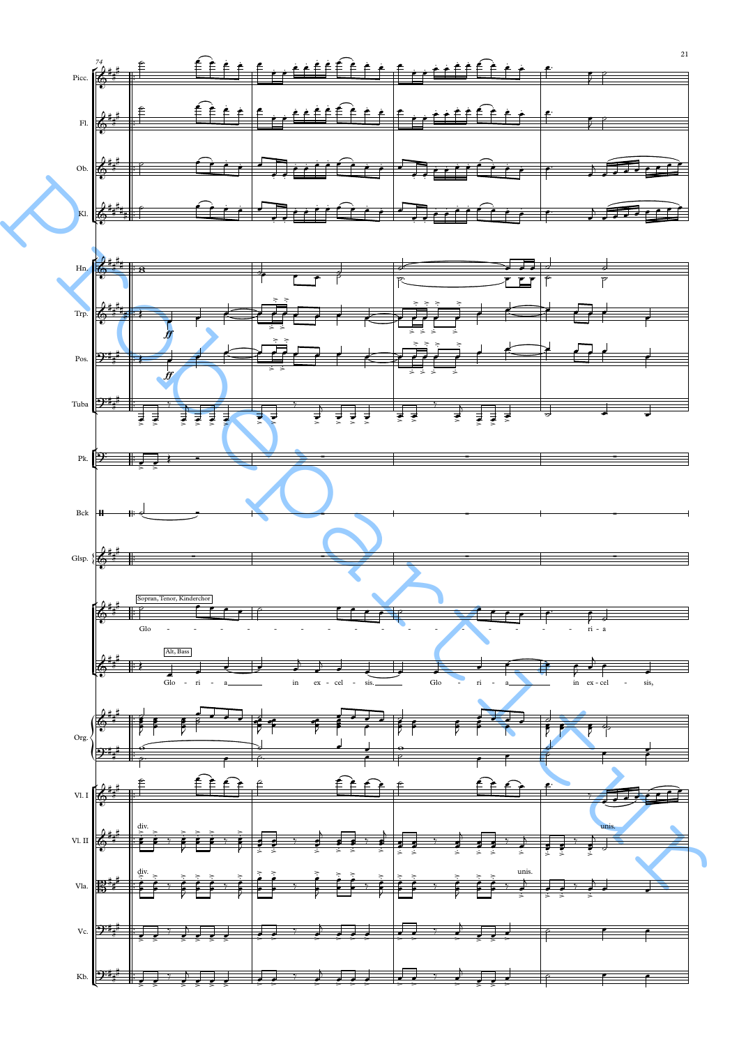Sopran, Tenor, Kinderchor

Glo - ri - a

Alt, Bass

Glo - ri - a in ex - cel - sis. Glo - ri - a in ex - cel - sis,